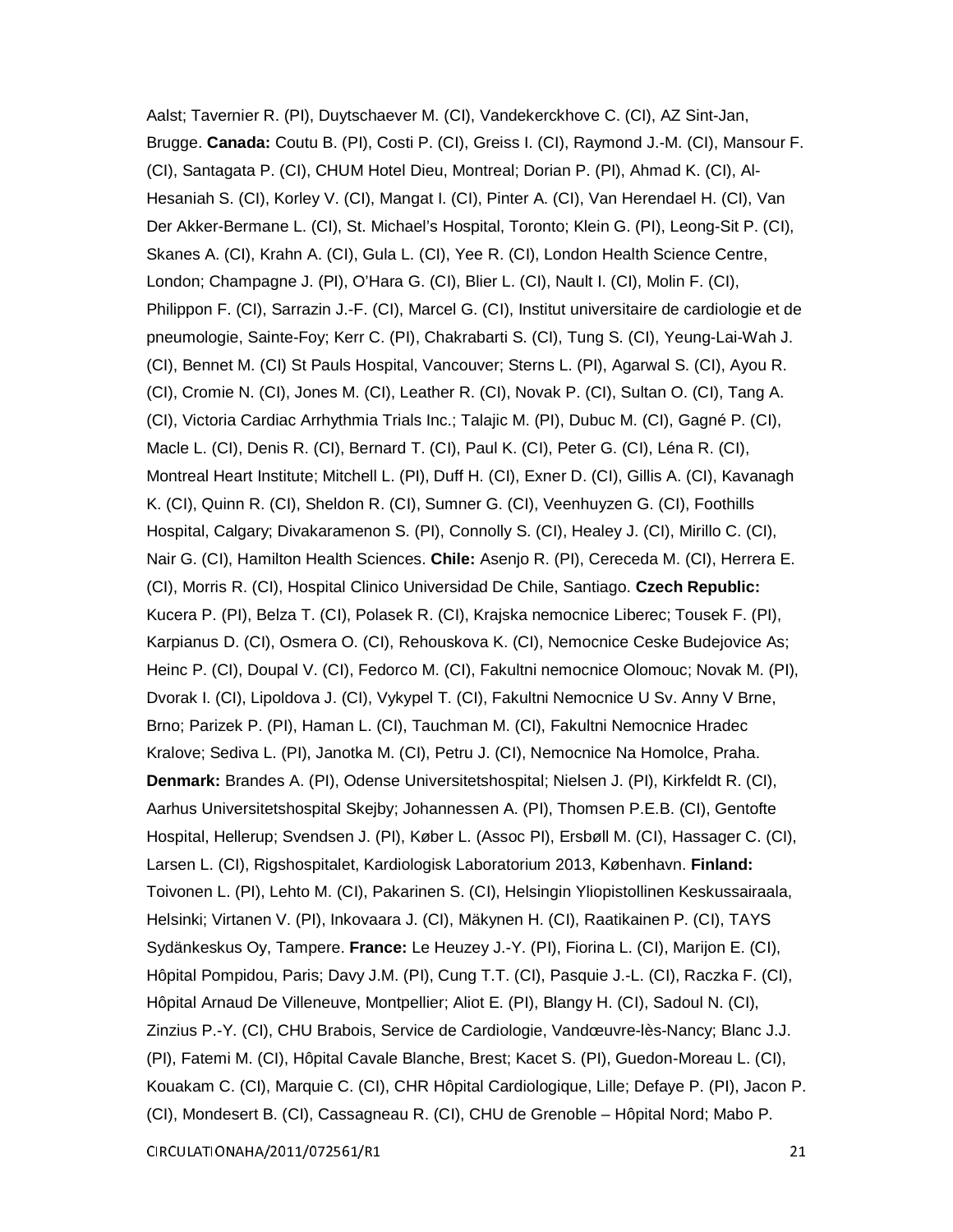Aalst; Tavernier R. (PI), Duytschaever M. (CI), Vandekerckhove C. (CI), AZ Sint-Jan, Brugge. **Canada:** Coutu B. (PI), Costi P. (CI), Greiss I. (CI), Raymond J.-M. (CI), Mansour F. (CI), Santagata P. (CI), CHUM Hotel Dieu, Montreal; Dorian P. (PI), Ahmad K. (CI), Al-Hesaniah S. (CI), Korley V. (CI), Mangat I. (CI), Pinter A. (CI), Van Herendael H. (CI), Van Der Akker-Bermane L. (CI), St. Michael's Hospital, Toronto; Klein G. (PI), Leong-Sit P. (CI), Skanes A. (CI), Krahn A. (CI), Gula L. (CI), Yee R. (CI), London Health Science Centre, London; Champagne J. (PI), O'Hara G. (CI), Blier L. (CI), Nault I. (CI), Molin F. (CI), Philippon F. (CI), Sarrazin J.-F. (CI), Marcel G. (CI), Institut universitaire de cardiologie et de pneumologie, Sainte-Foy; Kerr C. (PI), Chakrabarti S. (CI), Tung S. (CI), Yeung-Lai-Wah J. (CI), Bennet M. (CI) St Pauls Hospital, Vancouver; Sterns L. (PI), Agarwal S. (CI), Ayou R. (CI), Cromie N. (CI), Jones M. (CI), Leather R. (CI), Novak P. (CI), Sultan O. (CI), Tang A. (CI), Victoria Cardiac Arrhythmia Trials Inc.; Talajic M. (PI), Dubuc M. (CI), Gagné P. (CI), Macle L. (CI), Denis R. (CI), Bernard T. (CI), Paul K. (CI), Peter G. (CI), Léna R. (CI), Montreal Heart Institute; Mitchell L. (PI), Duff H. (CI), Exner D. (CI), Gillis A. (CI), Kavanagh K. (CI), Quinn R. (CI), Sheldon R. (CI), Sumner G. (CI), Veenhuyzen G. (CI), Foothills Hospital, Calgary; Divakaramenon S. (PI), Connolly S. (CI), Healey J. (CI), Mirillo C. (CI), Nair G. (CI), Hamilton Health Sciences. **Chile:** Asenjo R. (PI), Cereceda M. (CI), Herrera E. (CI), Morris R. (CI), Hospital Clinico Universidad De Chile, Santiago. **Czech Republic:** Kucera P. (PI), Belza T. (CI), Polasek R. (CI), Krajska nemocnice Liberec; Tousek F. (PI), Karpianus D. (CI), Osmera O. (CI), Rehouskova K. (CI), Nemocnice Ceske Budejovice As; Heinc P. (CI), Doupal V. (CI), Fedorco M. (CI), Fakultni nemocnice Olomouc; Novak M. (PI), Dvorak I. (CI), Lipoldova J. (CI), Vykypel T. (CI), Fakultni Nemocnice U Sv. Anny V Brne, Brno; Parizek P. (PI), Haman L. (CI), Tauchman M. (CI), Fakultni Nemocnice Hradec Kralove; Sediva L. (PI), Janotka M. (CI), Petru J. (CI), Nemocnice Na Homolce, Praha. **Denmark:** Brandes A. (PI), Odense Universitetshospital; Nielsen J. (PI), Kirkfeldt R. (CI), Aarhus Universitetshospital Skejby; Johannessen A. (PI), Thomsen P.E.B. (CI), Gentofte Hospital, Hellerup; Svendsen J. (PI), Køber L. (Assoc PI), Ersbøll M. (CI), Hassager C. (CI), Larsen L. (CI), Rigshospitalet, Kardiologisk Laboratorium 2013, København. **Finland:** Toivonen L. (PI), Lehto M. (CI), Pakarinen S. (CI), Helsingin Yliopistollinen Keskussairaala, Helsinki; Virtanen V. (PI), Inkovaara J. (CI), Mäkynen H. (CI), Raatikainen P. (CI), TAYS Sydänkeskus Oy, Tampere. **France:** Le Heuzey J.-Y. (PI), Fiorina L. (CI), Marijon E. (CI), Hôpital Pompidou, Paris; Davy J.M. (PI), Cung T.T. (CI), Pasquie J.-L. (CI), Raczka F. (CI), Hôpital Arnaud De Villeneuve, Montpellier; Aliot E. (PI), Blangy H. (CI), Sadoul N. (CI), Zinzius P.-Y. (CI), CHU Brabois, Service de Cardiologie, Vandœuvre-lès-Nancy; Blanc J.J. (PI), Fatemi M. (CI), Hôpital Cavale Blanche, Brest; Kacet S. (PI), Guedon-Moreau L. (CI), Kouakam C. (CI), Marquie C. (CI), CHR Hôpital Cardiologique, Lille; Defaye P. (PI), Jacon P. (CI), Mondesert B. (CI), Cassagneau R. (CI), CHU de Grenoble – Hôpital Nord; Mabo P.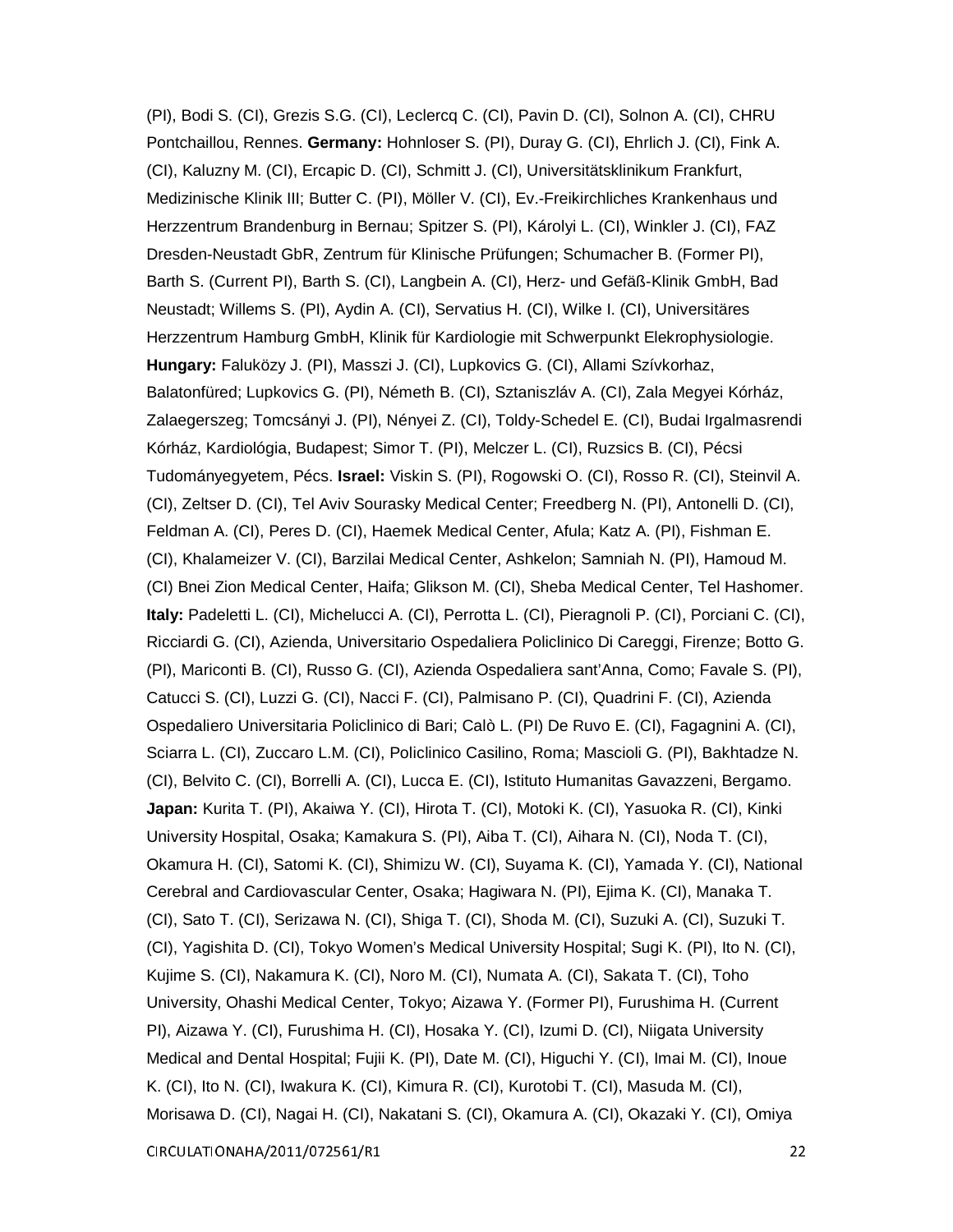(PI), Bodi S. (CI), Grezis S.G. (CI), Leclercq C. (CI), Pavin D. (CI), Solnon A. (CI), CHRU Pontchaillou, Rennes. **Germany:** Hohnloser S. (PI), Duray G. (CI), Ehrlich J. (CI), Fink A. (CI), Kaluzny M. (CI), Ercapic D. (CI), Schmitt J. (CI), Universitätsklinikum Frankfurt, Medizinische Klinik III; Butter C. (PI), Möller V. (CI), Ev.-Freikirchliches Krankenhaus und Herzzentrum Brandenburg in Bernau; Spitzer S. (PI), Károlyi L. (CI), Winkler J. (CI), FAZ Dresden-Neustadt GbR, Zentrum für Klinische Prüfungen; Schumacher B. (Former PI), Barth S. (Current PI), Barth S. (CI), Langbein A. (CI), Herz- und Gefäß-Klinik GmbH, Bad Neustadt; Willems S. (PI), Aydin A. (CI), Servatius H. (CI), Wilke I. (CI), Universitäres Herzzentrum Hamburg GmbH, Klinik für Kardiologie mit Schwerpunkt Elekrophysiologie. **Hungary:** Faluközy J. (PI), Masszi J. (CI), Lupkovics G. (CI), Allami Szívkorhaz, Balatonfüred; Lupkovics G. (PI), Németh B. (CI), Sztaniszláv A. (CI), Zala Megyei Kórház, Zalaegerszeg; Tomcsányi J. (PI), Nényei Z. (CI), Toldy-Schedel E. (CI), Budai Irgalmasrendi Kórház, Kardiológia, Budapest; Simor T. (PI), Melczer L. (CI), Ruzsics B. (CI), Pécsi Tudományegyetem, Pécs. **Israel:** Viskin S. (PI), Rogowski O. (CI), Rosso R. (CI), Steinvil A. (CI), Zeltser D. (CI), Tel Aviv Sourasky Medical Center; Freedberg N. (PI), Antonelli D. (CI), Feldman A. (CI), Peres D. (CI), Haemek Medical Center, Afula; Katz A. (PI), Fishman E. (CI), Khalameizer V. (CI), Barzilai Medical Center, Ashkelon; Samniah N. (PI), Hamoud M. (CI) Bnei Zion Medical Center, Haifa; Glikson M. (CI), Sheba Medical Center, Tel Hashomer. **Italy:** Padeletti L. (CI), Michelucci A. (CI), Perrotta L. (CI), Pieragnoli P. (CI), Porciani C. (CI), Ricciardi G. (CI), Azienda, Universitario Ospedaliera Policlinico Di Careggi, Firenze; Botto G. (PI), Mariconti B. (CI), Russo G. (CI), Azienda Ospedaliera sant'Anna, Como; Favale S. (PI), Catucci S. (CI), Luzzi G. (CI), Nacci F. (CI), Palmisano P. (CI), Quadrini F. (CI), Azienda Ospedaliero Universitaria Policlinico di Bari; Calò L. (PI) De Ruvo E. (CI), Fagagnini A. (CI), Sciarra L. (CI), Zuccaro L.M. (CI), Policlinico Casilino, Roma; Mascioli G. (PI), Bakhtadze N. (CI), Belvito C. (CI), Borrelli A. (CI), Lucca E. (CI), Istituto Humanitas Gavazzeni, Bergamo. **Japan:** Kurita T. (PI), Akaiwa Y. (CI), Hirota T. (CI), Motoki K. (CI), Yasuoka R. (CI), Kinki University Hospital, Osaka; Kamakura S. (PI), Aiba T. (CI), Aihara N. (CI), Noda T. (CI), Okamura H. (CI), Satomi K. (CI), Shimizu W. (CI), Suyama K. (CI), Yamada Y. (CI), National Cerebral and Cardiovascular Center, Osaka; Hagiwara N. (PI), Ejima K. (CI), Manaka T. (CI), Sato T. (CI), Serizawa N. (CI), Shiga T. (CI), Shoda M. (CI), Suzuki A. (CI), Suzuki T. (CI), Yagishita D. (CI), Tokyo Women's Medical University Hospital; Sugi K. (PI), Ito N. (CI), Kujime S. (CI), Nakamura K. (CI), Noro M. (CI), Numata A. (CI), Sakata T. (CI), Toho University, Ohashi Medical Center, Tokyo; Aizawa Y. (Former PI), Furushima H. (Current PI), Aizawa Y. (CI), Furushima H. (CI), Hosaka Y. (CI), Izumi D. (CI), Niigata University Medical and Dental Hospital; Fujii K. (PI), Date M. (CI), Higuchi Y. (CI), Imai M. (CI), Inoue K. (CI), Ito N. (CI), Iwakura K. (CI), Kimura R. (CI), Kurotobi T. (CI), Masuda M. (CI), Morisawa D. (CI), Nagai H. (CI), Nakatani S. (CI), Okamura A. (CI), Okazaki Y. (CI), Omiya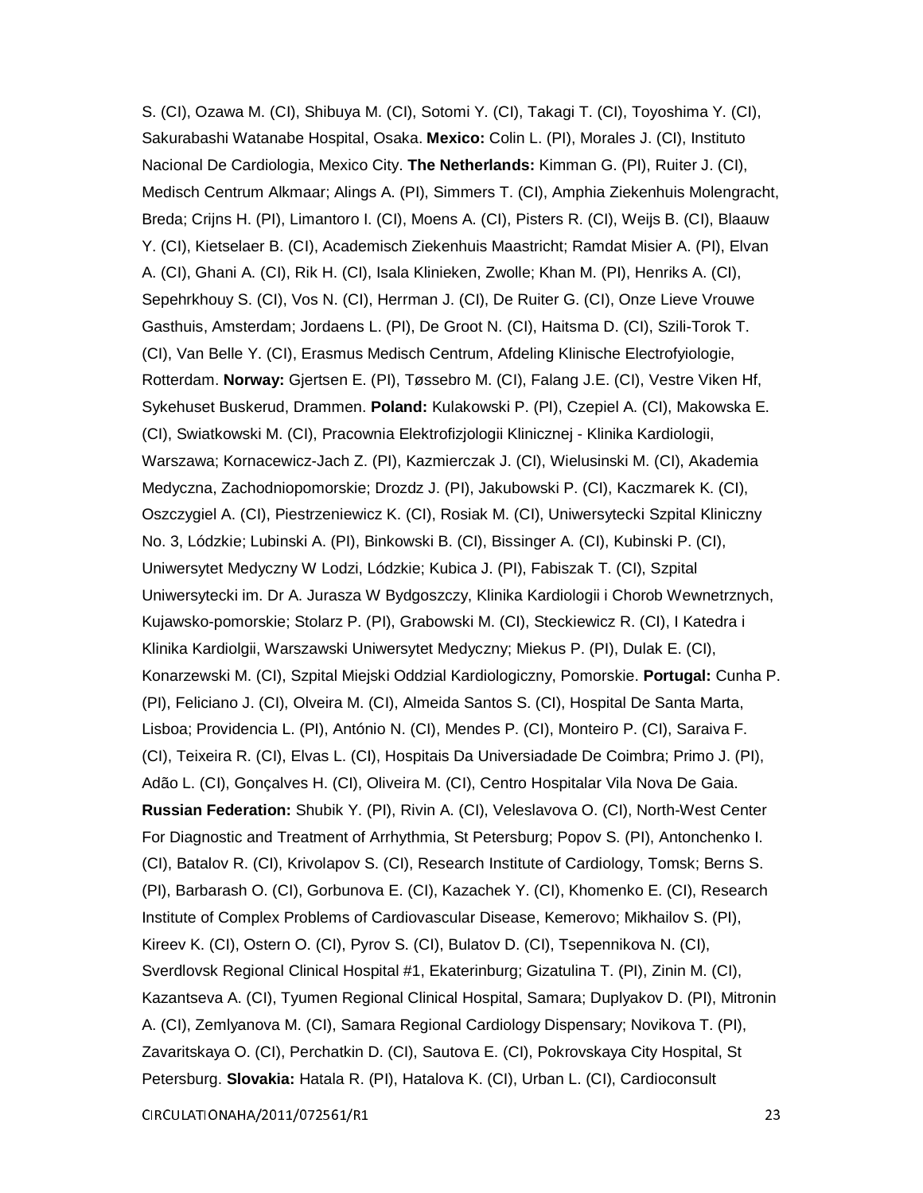S. (CI), Ozawa M. (CI), Shibuya M. (CI), Sotomi Y. (CI), Takagi T. (CI), Toyoshima Y. (CI), Sakurabashi Watanabe Hospital, Osaka. **Mexico:** Colin L. (PI), Morales J. (CI), Instituto Nacional De Cardiologia, Mexico City. **The Netherlands:** Kimman G. (PI), Ruiter J. (CI), Medisch Centrum Alkmaar; Alings A. (PI), Simmers T. (CI), Amphia Ziekenhuis Molengracht, Breda; Crijns H. (PI), Limantoro I. (CI), Moens A. (CI), Pisters R. (CI), Weijs B. (CI), Blaauw Y. (CI), Kietselaer B. (CI), Academisch Ziekenhuis Maastricht; Ramdat Misier A. (PI), Elvan A. (CI), Ghani A. (CI), Rik H. (CI), Isala Klinieken, Zwolle; Khan M. (PI), Henriks A. (CI), Sepehrkhouy S. (CI), Vos N. (CI), Herrman J. (CI), De Ruiter G. (CI), Onze Lieve Vrouwe Gasthuis, Amsterdam; Jordaens L. (PI), De Groot N. (CI), Haitsma D. (CI), Szili-Torok T. (CI), Van Belle Y. (CI), Erasmus Medisch Centrum, Afdeling Klinische Electrofyiologie, Rotterdam. **Norway:** Gjertsen E. (PI), Tøssebro M. (CI), Falang J.E. (CI), Vestre Viken Hf, Sykehuset Buskerud, Drammen. **Poland:** Kulakowski P. (PI), Czepiel A. (CI), Makowska E. (CI), Swiatkowski M. (CI), Pracownia Elektrofizjologii Klinicznej - Klinika Kardiologii, Warszawa; Kornacewicz-Jach Z. (PI), Kazmierczak J. (CI), Wielusinski M. (CI), Akademia Medyczna, Zachodniopomorskie; Drozdz J. (PI), Jakubowski P. (CI), Kaczmarek K. (CI), Oszczygiel A. (CI), Piestrzeniewicz K. (CI), Rosiak M. (CI), Uniwersytecki Szpital Kliniczny No. 3, Lódzkie; Lubinski A. (PI), Binkowski B. (CI), Bissinger A. (CI), Kubinski P. (CI), Uniwersytet Medyczny W Lodzi, Lódzkie; Kubica J. (PI), Fabiszak T. (CI), Szpital Uniwersytecki im. Dr A. Jurasza W Bydgoszczy, Klinika Kardiologii i Chorob Wewnetrznych, Kujawsko-pomorskie; Stolarz P. (PI), Grabowski M. (CI), Steckiewicz R. (CI), I Katedra i Klinika Kardiolgii, Warszawski Uniwersytet Medyczny; Miekus P. (PI), Dulak E. (CI), Konarzewski M. (CI), Szpital Miejski Oddzial Kardiologiczny, Pomorskie. **Portugal:** Cunha P. (PI), Feliciano J. (CI), Olveira M. (CI), Almeida Santos S. (CI), Hospital De Santa Marta, Lisboa; Providencia L. (PI), António N. (CI), Mendes P. (CI), Monteiro P. (CI), Saraiva F. (CI), Teixeira R. (CI), Elvas L. (CI), Hospitais Da Universiadade De Coimbra; Primo J. (PI), Adão L. (CI), Gonçalves H. (CI), Oliveira M. (CI), Centro Hospitalar Vila Nova De Gaia. **Russian Federation:** Shubik Y. (PI), Rivin A. (CI), Veleslavova O. (CI), North-West Center For Diagnostic and Treatment of Arrhythmia, St Petersburg; Popov S. (PI), Antonchenko I. (CI), Batalov R. (CI), Krivolapov S. (CI), Research Institute of Cardiology, Tomsk; Berns S. (PI), Barbarash O. (CI), Gorbunova E. (CI), Kazachek Y. (CI), Khomenko E. (CI), Research Institute of Complex Problems of Cardiovascular Disease, Kemerovo; Mikhailov S. (PI), Kireev K. (CI), Ostern O. (CI), Pyrov S. (CI), Bulatov D. (CI), Tsepennikova N. (CI), Sverdlovsk Regional Clinical Hospital #1, Ekaterinburg; Gizatulina T. (PI), Zinin M. (CI), Kazantseva A. (CI), Tyumen Regional Clinical Hospital, Samara; Duplyakov D. (PI), Mitronin A. (CI), Zemlyanova M. (CI), Samara Regional Cardiology Dispensary; Novikova T. (PI), Zavaritskaya O. (CI), Perchatkin D. (CI), Sautova E. (CI), Pokrovskaya City Hospital, St Petersburg. **Slovakia:** Hatala R. (PI), Hatalova K. (CI), Urban L. (CI), Cardioconsult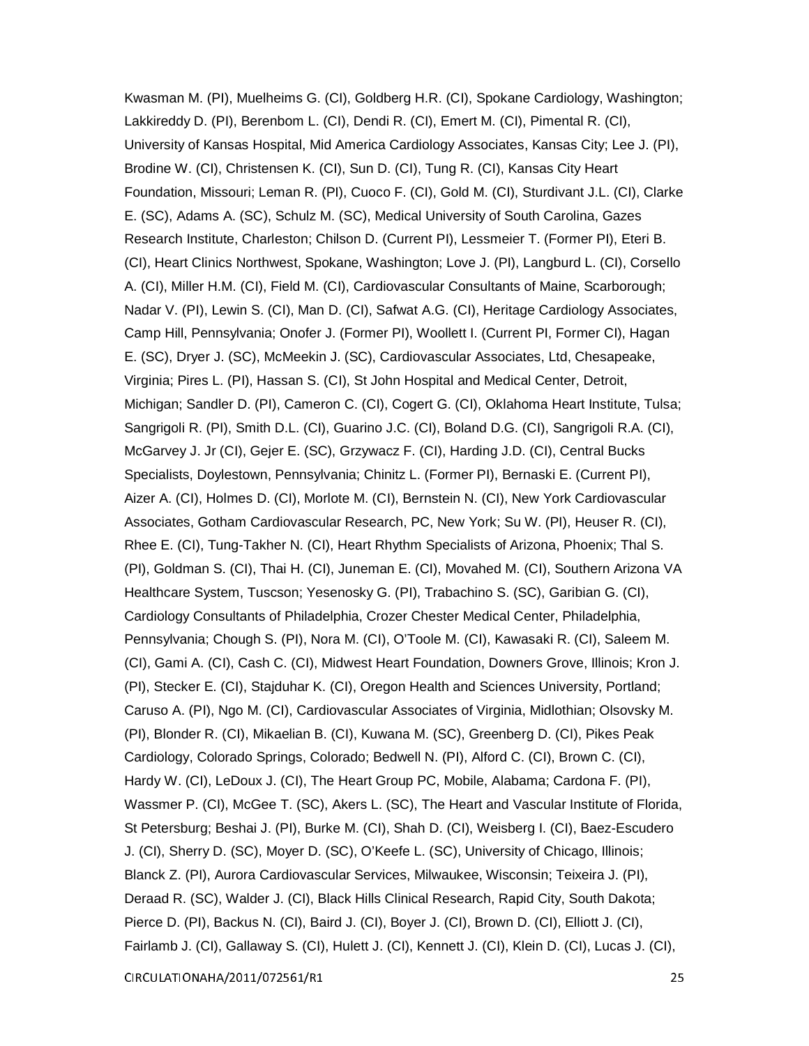Kwasman M. (PI), Muelheims G. (CI), Goldberg H.R. (CI), Spokane Cardiology, Washington; Lakkireddy D. (PI), Berenbom L. (CI), Dendi R. (CI), Emert M. (CI), Pimental R. (CI), University of Kansas Hospital, Mid America Cardiology Associates, Kansas City; Lee J. (PI), Brodine W. (CI), Christensen K. (CI), Sun D. (CI), Tung R. (CI), Kansas City Heart Foundation, Missouri; Leman R. (PI), Cuoco F. (CI), Gold M. (CI), Sturdivant J.L. (CI), Clarke E. (SC), Adams A. (SC), Schulz M. (SC), Medical University of South Carolina, Gazes Research Institute, Charleston; Chilson D. (Current PI), Lessmeier T. (Former PI), Eteri B. (CI), Heart Clinics Northwest, Spokane, Washington; Love J. (PI), Langburd L. (CI), Corsello A. (CI), Miller H.M. (CI), Field M. (CI), Cardiovascular Consultants of Maine, Scarborough; Nadar V. (PI), Lewin S. (CI), Man D. (CI), Safwat A.G. (CI), Heritage Cardiology Associates, Camp Hill, Pennsylvania; Onofer J. (Former PI), Woollett I. (Current PI, Former CI), Hagan E. (SC), Dryer J. (SC), McMeekin J. (SC), Cardiovascular Associates, Ltd, Chesapeake, Virginia; Pires L. (PI), Hassan S. (CI), St John Hospital and Medical Center, Detroit, Michigan; Sandler D. (PI), Cameron C. (CI), Cogert G. (CI), Oklahoma Heart Institute, Tulsa; Sangrigoli R. (PI), Smith D.L. (CI), Guarino J.C. (CI), Boland D.G. (CI), Sangrigoli R.A. (CI), McGarvey J. Jr (CI), Gejer E. (SC), Grzywacz F. (CI), Harding J.D. (CI), Central Bucks Specialists, Doylestown, Pennsylvania; Chinitz L. (Former PI), Bernaski E. (Current PI), Aizer A. (CI), Holmes D. (CI), Morlote M. (CI), Bernstein N. (CI), New York Cardiovascular Associates, Gotham Cardiovascular Research, PC, New York; Su W. (PI), Heuser R. (CI), Rhee E. (CI), Tung-Takher N. (CI), Heart Rhythm Specialists of Arizona, Phoenix; Thal S. (PI), Goldman S. (CI), Thai H. (CI), Juneman E. (CI), Movahed M. (CI), Southern Arizona VA Healthcare System, Tuscson; Yesenosky G. (PI), Trabachino S. (SC), Garibian G. (CI), Cardiology Consultants of Philadelphia, Crozer Chester Medical Center, Philadelphia, Pennsylvania; Chough S. (PI), Nora M. (CI), O'Toole M. (CI), Kawasaki R. (CI), Saleem M. (CI), Gami A. (CI), Cash C. (CI), Midwest Heart Foundation, Downers Grove, Illinois; Kron J. (PI), Stecker E. (CI), Stajduhar K. (CI), Oregon Health and Sciences University, Portland; Caruso A. (PI), Ngo M. (CI), Cardiovascular Associates of Virginia, Midlothian; Olsovsky M. (PI), Blonder R. (CI), Mikaelian B. (CI), Kuwana M. (SC), Greenberg D. (CI), Pikes Peak Cardiology, Colorado Springs, Colorado; Bedwell N. (PI), Alford C. (CI), Brown C. (CI), Hardy W. (CI), LeDoux J. (CI), The Heart Group PC, Mobile, Alabama; Cardona F. (PI), Wassmer P. (CI), McGee T. (SC), Akers L. (SC), The Heart and Vascular Institute of Florida, St Petersburg; Beshai J. (PI), Burke M. (CI), Shah D. (CI), Weisberg I. (CI), Baez-Escudero J. (CI), Sherry D. (SC), Moyer D. (SC), O'Keefe L. (SC), University of Chicago, Illinois; Blanck Z. (PI), Aurora Cardiovascular Services, Milwaukee, Wisconsin; Teixeira J. (PI), Deraad R. (SC), Walder J. (CI), Black Hills Clinical Research, Rapid City, South Dakota; Pierce D. (PI), Backus N. (CI), Baird J. (CI), Boyer J. (CI), Brown D. (CI), Elliott J. (CI), Fairlamb J. (CI), Gallaway S. (CI), Hulett J. (CI), Kennett J. (CI), Klein D. (CI), Lucas J. (CI),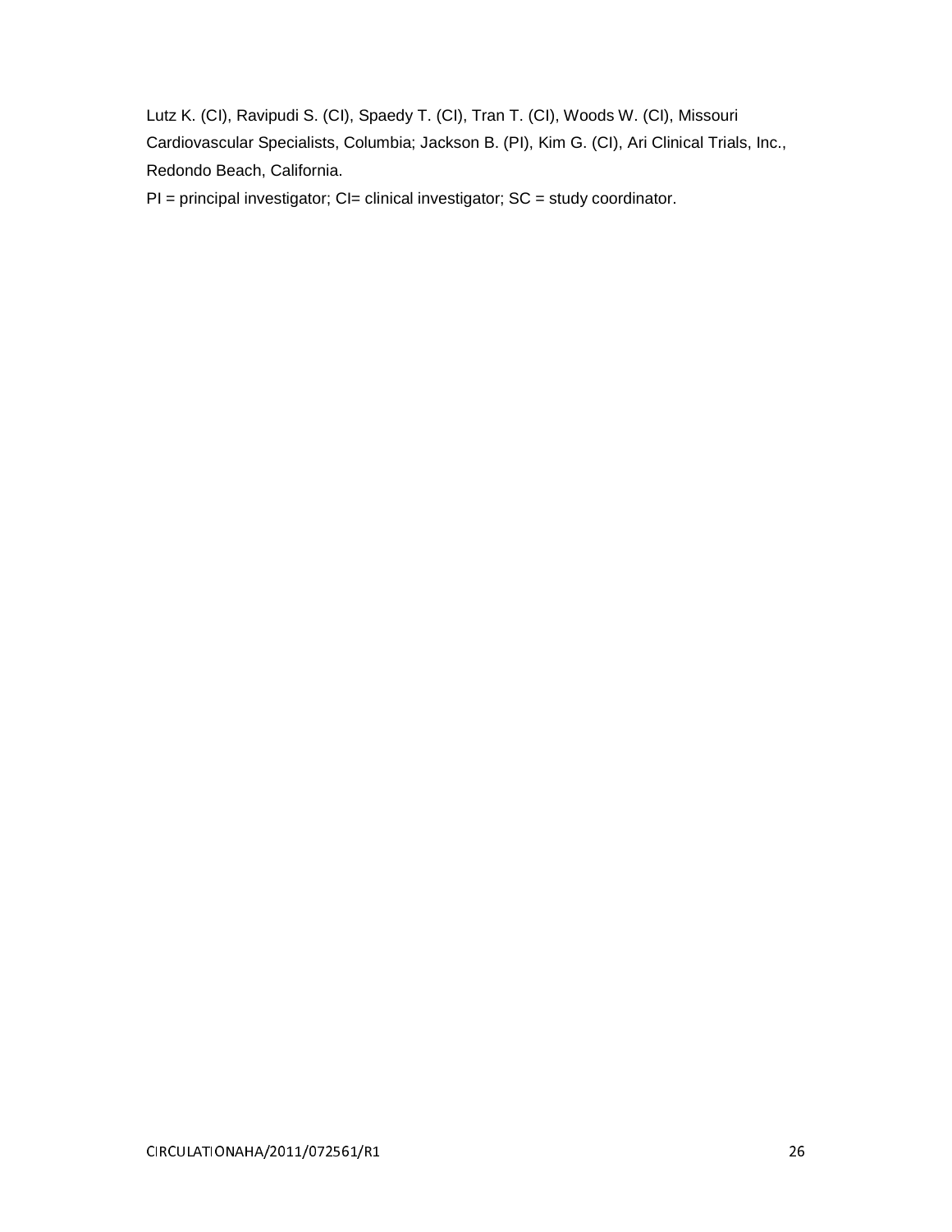Lutz K. (CI), Ravipudi S. (CI), Spaedy T. (CI), Tran T. (CI), Woods W. (CI), Missouri Cardiovascular Specialists, Columbia; Jackson B. (PI), Kim G. (CI), Ari Clinical Trials, Inc., Redondo Beach, California.

PI = principal investigator; CI= clinical investigator; SC = study coordinator.